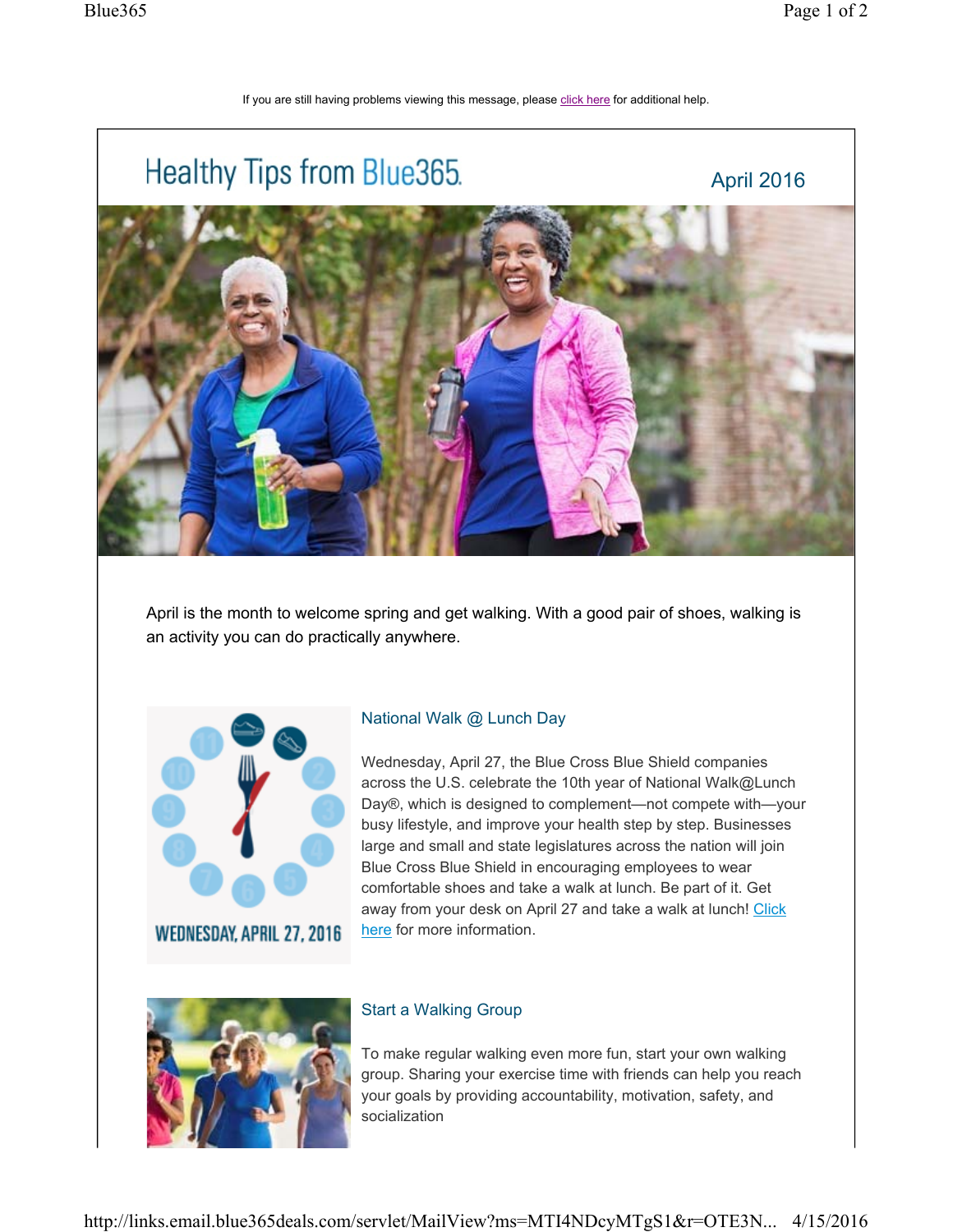If you are still having problems viewing this message, please click here for additional help.

# Healthy Tips from Blue365

April 2016

April is the month to welcome spring and get walking. With a good pair of shoes, walking is an activity you can do practically anywhere.

WEDNESDAY, APRIL 27, 2016

## National Walk @ Lunch Day

Wednesday, April 27, the Blue Cross Blue Shield companies across the U.S. celebrate the 10th year of National Walk@Lunch Day®, which is designed to complement—not compete with—your busy lifestyle, and improve your health step by step. Businesses large and small and state legislatures across the nation will join Blue Cross Blue Shield in encouraging employees to wear comfortable shoes and take a walk at lunch. Be part of it. Get away from your desk on April 27 and take a walk at lunch! Click here for more information.

## Start a Walking Group

To make regular walking even more fun, start your own walking group. Sharing your exercise time with friends can help you reach your goals by providing accountability, motivation, safety, and socialization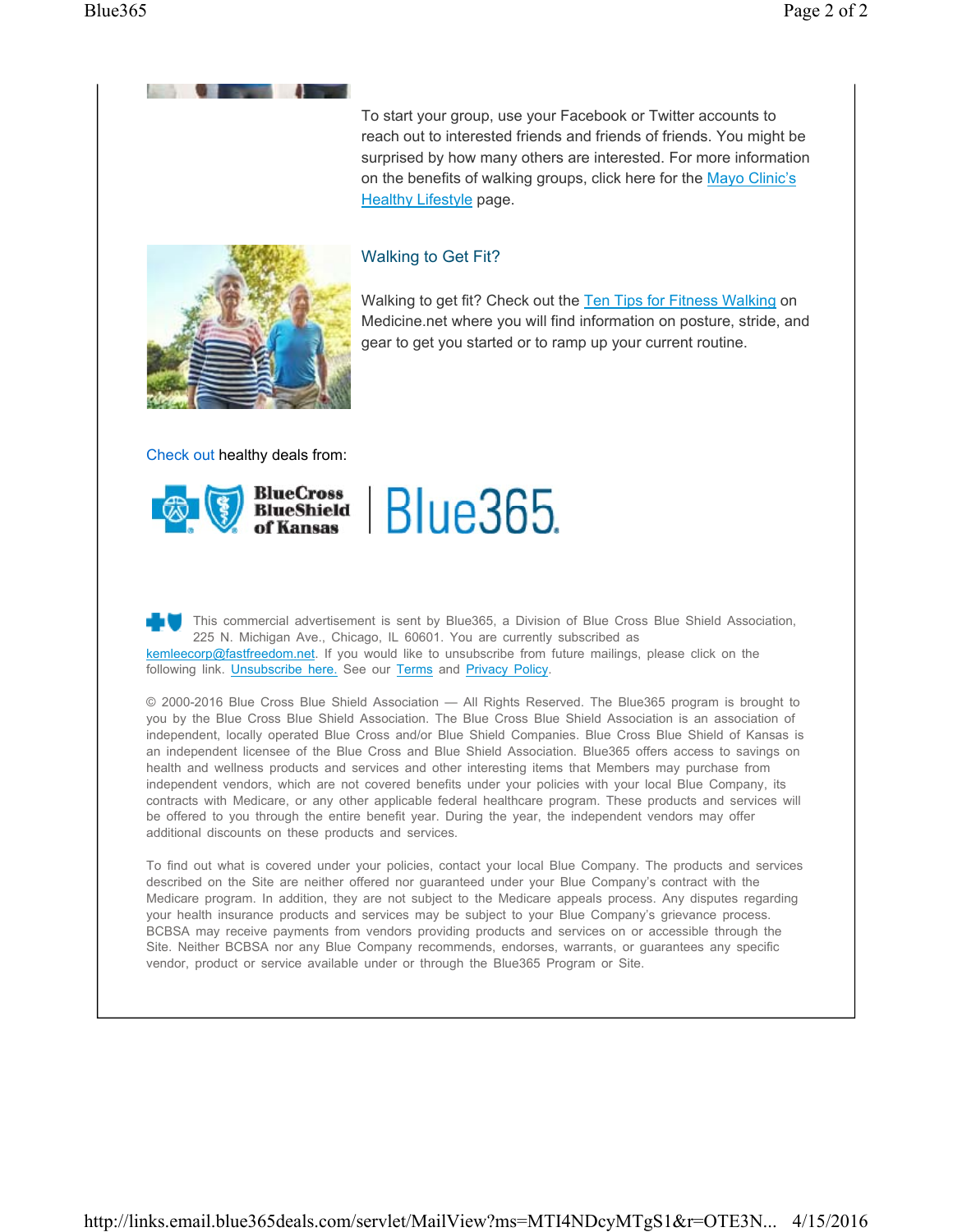To start your group, use your Facebook or Twitter accounts to reach out to interested friends and friends of friends. You might be surprised by how many others are interested. For more information on the benefits of walking groups, click here for the Mayo Clinic's Healthy Lifestyle page.

## Walking to Get Fit?

Walking to get fit? Check out the Ten Tips for Fitness Walking on Medicine.net where you will find information on posture, stride, and gear to get you started or to ramp up your current routine.

Check out healthy deals from:

BlueCross BlueShield of Kansas | Blue365.

This commercial advertisement is sent by Blue365, a Division of Blue Cross Blue Shield Association, 225 N. Michigan Ave., Chicago, IL 60601. You are currently subscribed as kemleecorp@fastfreedom.net. If you would like to unsubscribe from future mailings, please click on the following link. Unsubscribe here. See our Terms and Privacy Policy.

© 2000-2016 Blue Cross Blue Shield Association — All Rights Reserved. The Blue365 program is brought to you by the Blue Cross Blue Shield Association. The Blue Cross Blue Shield Association is an association of independent, locally operated Blue Cross and/or Blue Shield Companies. Blue Cross Blue Shield of Kansas is an independent licensee of the Blue Cross and Blue Shield Association. Blue365 offers access to savings on health and wellness products and services and other interesting items that Members may purchase from independent vendors, which are not covered benefits under your policies with your local Blue Company, its contracts with Medicare, or any other applicable federal healthcare program. These products and services will be offered to you through the entire benefit year. During the year, the independent vendors may offer additional discounts on these products and services.

To find out what is covered under your policies, contact your local Blue Company. The products and services described on the Site are neither offered nor guaranteed under your Blue Company's contract with the Medicare program. In addition, they are not subject to the Medicare appeals process. Any disputes regarding your health insurance products and services may be subject to your Blue Company's grievance process. BCBSA may receive payments from vendors providing products and services on or accessible through the Site. Neither BCBSA nor any Blue Company recommends, endorses, warrants, or guarantees any specific vendor, product or service available under or through the Blue365 Program or Site.